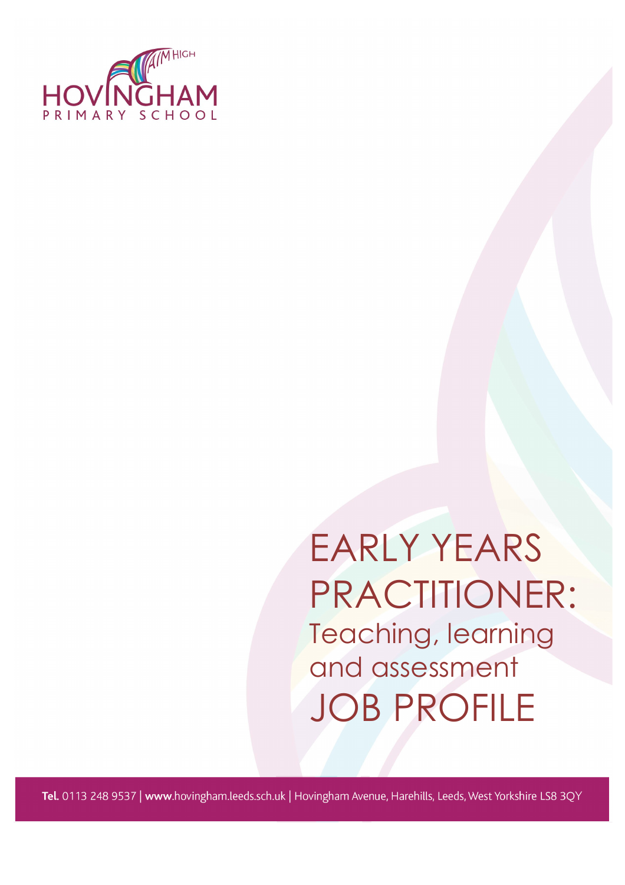AIM HIGH

HOVINGHAM
PRIMARY SCHOOL

# EARLY YEARS PRACTITIONER:

## Teaching, learning and assessment

# JOB PROFILE

**Tel.** 0113 248 9537 | **www**.hovingham.leeds.sch.uk | Hovingham Avenue, Harehills, Leeds, West Yorkshire LS8 3QY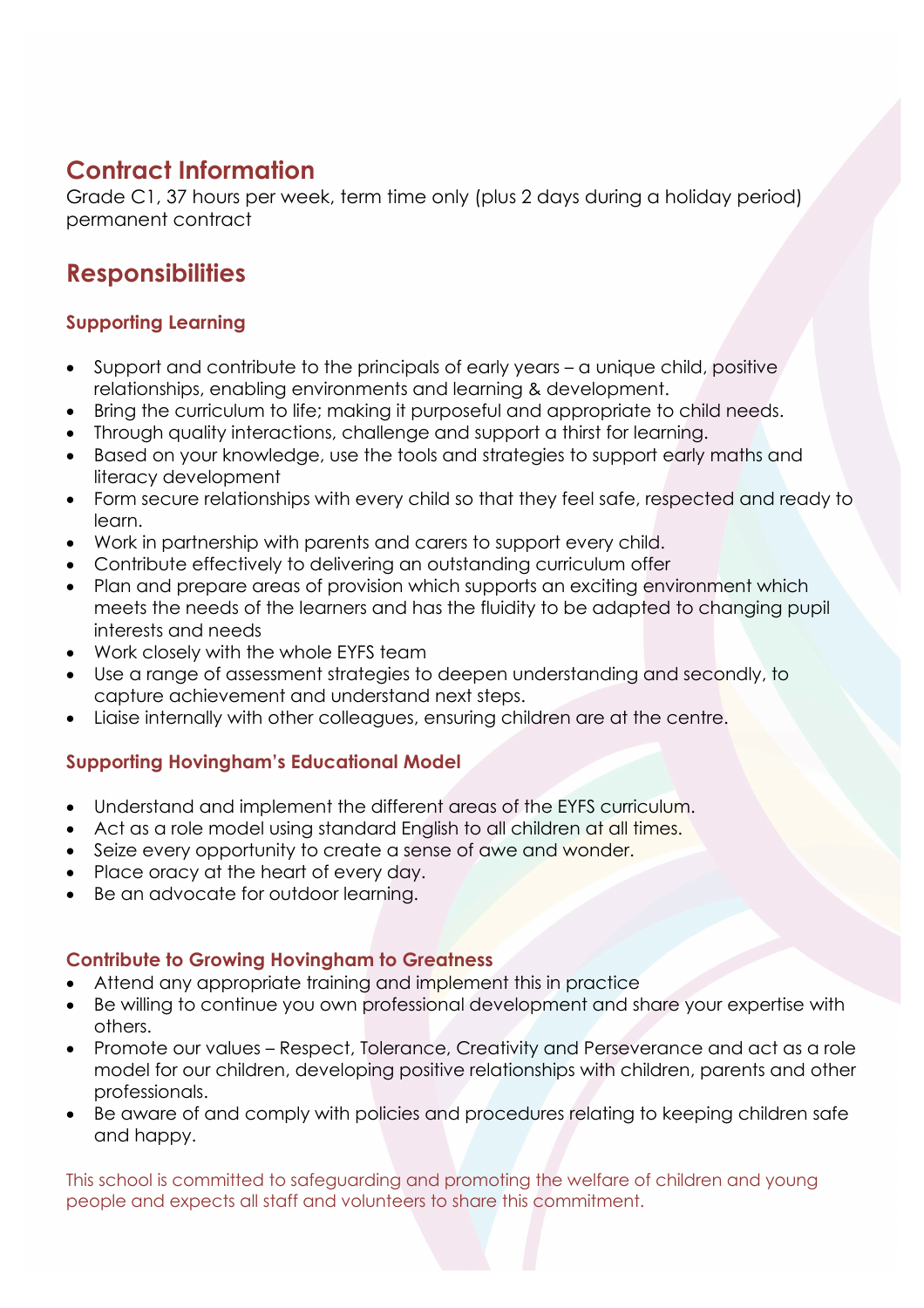## Contract Information

Grade C1, 37 hours per week, term time only (plus 2 days during a holiday period) permanent contract

## Responsibilities

### Supporting Learning

- Support and contribute to the principals of early years – a unique child, positive relationships, enabling environments and learning & development.
- Bring the curriculum to life; making it purposeful and appropriate to child needs.
- Through quality interactions, challenge and support a thirst for learning.
- Based on your knowledge, use the tools and strategies to support early maths and literacy development
- Form secure relationships with every child so that they feel safe, respected and ready to learn.
- Work in partnership with parents and carers to support every child.
- Contribute effectively to delivering an outstanding curriculum offer
- Plan and prepare areas of provision which supports an exciting environment which meets the needs of the learners and has the fluidity to be adapted to changing pupil interests and needs
- Work closely with the whole EYFS team
- Use a range of assessment strategies to deepen understanding and secondly, to capture achievement and understand next steps.
- Liaise internally with other colleagues, ensuring children are at the centre.

### Supporting Hovingham's Educational Model

- Understand and implement the different areas of the EYFS curriculum.
- Act as a role model using standard English to all children at all times.
- Seize every opportunity to create a sense of awe and wonder.
- Place oracy at the heart of every day.
- Be an advocate for outdoor learning.

### Contribute to Growing Hovingham to Greatness

- Attend any appropriate training and implement this in practice
- Be willing to continue you own professional development and share your expertise with others.
- Promote our values – Respect, Tolerance, Creativity and Perseverance and act as a role model for our children, developing positive relationships with children, parents and other professionals.
- Be aware of and comply with policies and procedures relating to keeping children safe and happy.

This school is committed to safeguarding and promoting the welfare of children and young people and expects all staff and volunteers to share this commitment.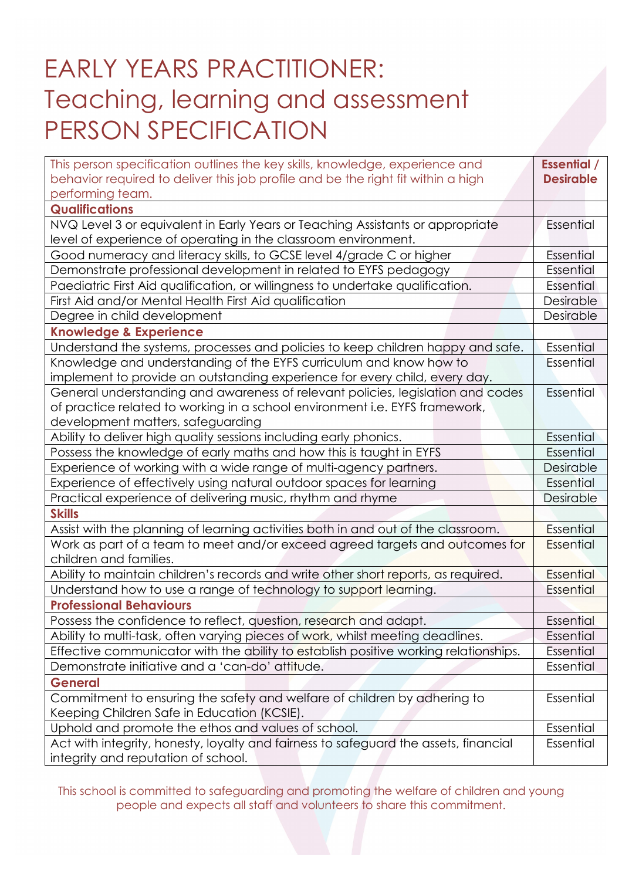# EARLY YEARS PRACTITIONER: Teaching, learning and assessment PERSON SPECIFICATION

| This person specification outlines the key skills, knowledge, experience and behavior required to deliver this job profile and be the right fit within a high performing team. | **Essential / Desirable** |
|---|---|
| **Qualifications** | |
| NVQ Level 3 or equivalent in Early Years or Teaching Assistants or appropriate level of experience of operating in the classroom environment. | Essential |
| Good numeracy and literacy skills, to GCSE level 4/grade C or higher | Essential |
| Demonstrate professional development in related to EYFS pedagogy | Essential |
| Paediatric First Aid qualification, or willingness to undertake qualification. | Essential |
| First Aid and/or Mental Health First Aid qualification | Desirable |
| Degree in child development | Desirable |
| **Knowledge & Experience** | |
| Understand the systems, processes and policies to keep children happy and safe. | Essential |
| Knowledge and understanding of the EYFS curriculum and know how to implement to provide an outstanding experience for every child, every day. | Essential |
| General understanding and awareness of relevant policies, legislation and codes of practice related to working in a school environment i.e. EYFS framework, development matters, safeguarding | Essential |
| Ability to deliver high quality sessions including early phonics. | Essential |
| Possess the knowledge of early maths and how this is taught in EYFS | Essential |
| Experience of working with a wide range of multi-agency partners. | Desirable |
| Experience of effectively using natural outdoor spaces for learning | Essential |
| Practical experience of delivering music, rhythm and rhyme | Desirable |
| **Skills** | |
| Assist with the planning of learning activities both in and out of the classroom. | Essential |
| Work as part of a team to meet and/or exceed agreed targets and outcomes for children and families. | Essential |
| Ability to maintain children's records and write other short reports, as required. | Essential |
| Understand how to use a range of technology to support learning. | Essential |
| **Professional Behaviours** | |
| Possess the confidence to reflect, question, research and adapt. | Essential |
| Ability to multi-task, often varying pieces of work, whilst meeting deadlines. | Essential |
| Effective communicator with the ability to establish positive working relationships. | Essential |
| Demonstrate initiative and a 'can-do' attitude. | Essential |
| **General** | |
| Commitment to ensuring the safety and welfare of children by adhering to Keeping Children Safe in Education (KCSIE). | Essential |
| Uphold and promote the ethos and values of school. | Essential |
| Act with integrity, honesty, loyalty and fairness to safeguard the assets, financial integrity and reputation of school. | Essential |

This school is committed to safeguarding and promoting the welfare of children and young people and expects all staff and volunteers to share this commitment.